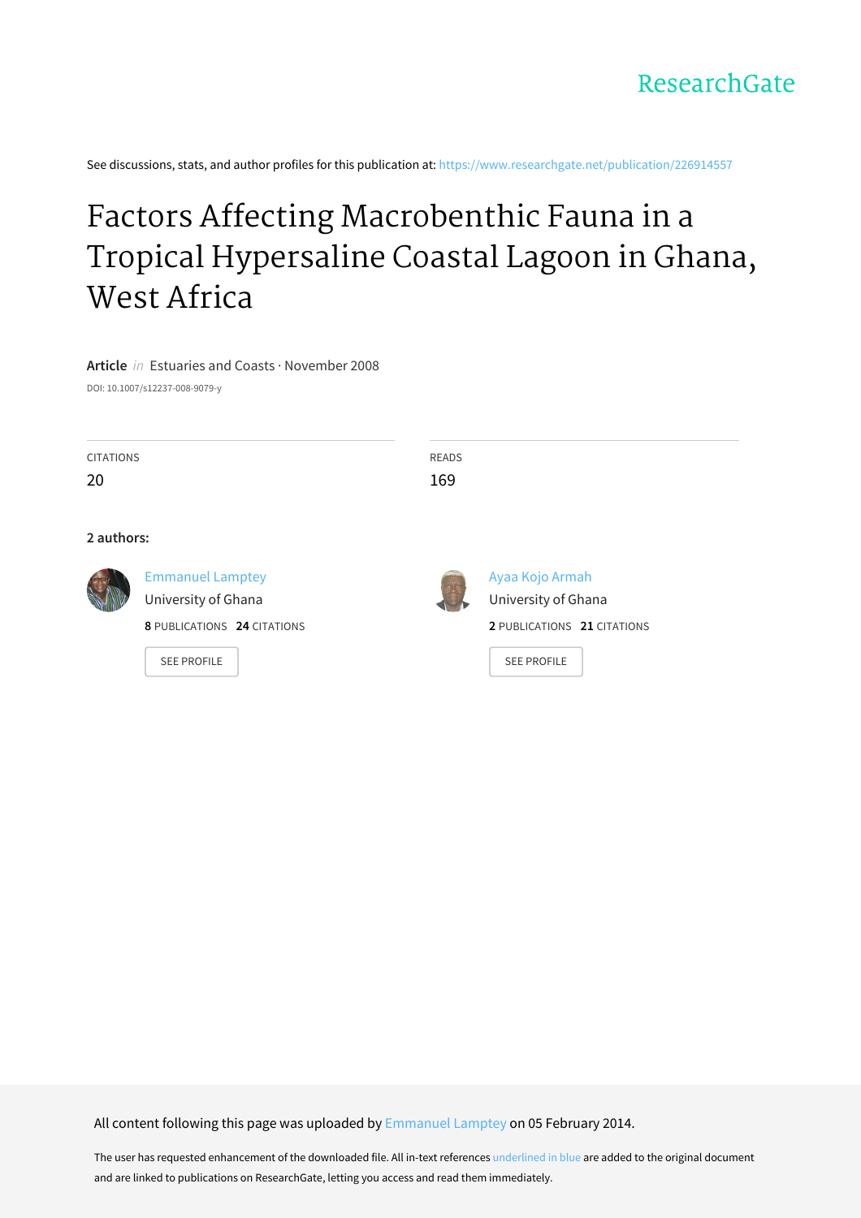ResearchGate

See discussions, stats, and author profiles for this publication at: https://www.researchgate.net/publication/226914557

# Factors Affecting Macrobenthic Fauna in a Tropical Hypersaline Coastal Lagoon in Ghana, West Africa

**Article** *in* Estuaries and Coasts · November 2008

DOI: 10.1007/s12237-008-9079-y

| CITATIONS | READS |
|---|---|
| 20 | 169 |

**2 authors:**

Emmanuel Lamptey
University of Ghana
**8** PUBLICATIONS **24** CITATIONS
SEE PROFILE

Ayaa Kojo Armah
University of Ghana
**2** PUBLICATIONS **21** CITATIONS
SEE PROFILE

All content following this page was uploaded by Emmanuel Lamptey on 05 February 2014.

The user has requested enhancement of the downloaded file. All in-text references underlined in blue are added to the original document and are linked to publications on ResearchGate, letting you access and read them immediately.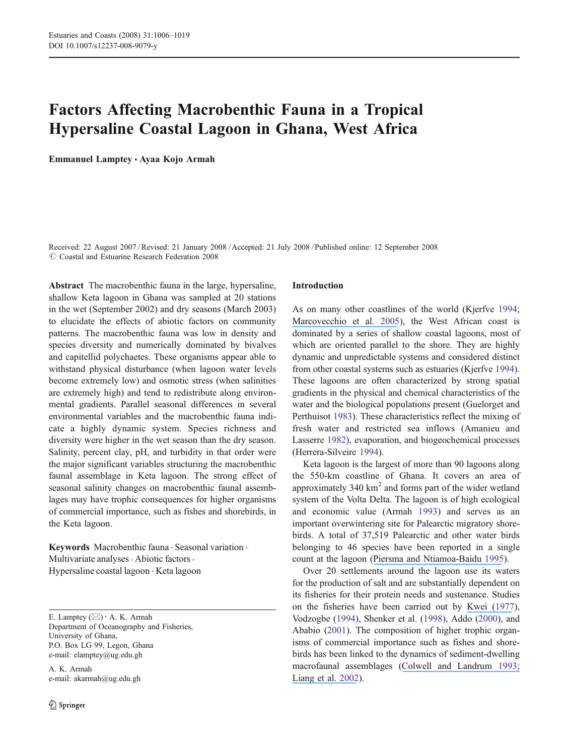# Factors Affecting Macrobenthic Fauna in a Tropical Hypersaline Coastal Lagoon in Ghana, West Africa

**Emmanuel Lamptey · Ayaa Kojo Armah**

Received: 22 August 2007 / Revised: 21 January 2008 / Accepted: 21 July 2008 / Published online: 12 September 2008
© Coastal and Estuarine Research Federation 2008

**Abstract** The macrobenthic fauna in the large, hypersaline, shallow Keta lagoon in Ghana was sampled at 20 stations in the wet (September 2002) and dry seasons (March 2003) to elucidate the effects of abiotic factors on community patterns. The macrobenthic fauna was low in density and species diversity and numerically dominated by bivalves and capitellid polychaetes. These organisms appear able to withstand physical disturbance (when lagoon water levels become extremely low) and osmotic stress (when salinities are extremely high) and tend to redistribute along environmental gradients. Parallel seasonal differences in several environmental variables and the macrobenthic fauna indicate a highly dynamic system. Species richness and diversity were higher in the wet season than the dry season. Salinity, percent clay, pH, and turbidity in that order were the major significant variables structuring the macrobenthic faunal assemblage in Keta lagoon. The strong effect of seasonal salinity changes on macrobenthic faunal assemblages may have trophic consequences for higher organisms of commercial importance, such as fishes and shorebirds, in the Keta lagoon.

**Keywords** Macrobenthic fauna · Seasonal variation · Multivariate analyses · Abiotic factors · Hypersaline coastal lagoon · Keta lagoon

E. Lamptey (✉) · A. K. Armah
Department of Oceanography and Fisheries,
University of Ghana,
P.O. Box LG 99, Legon, Ghana
e-mail: elamptey@ug.edu.gh

A. K. Armah
e-mail: akarmah@ug.edu.gh

## Introduction

As on many other coastlines of the world (Kjerfve 1994; Marcovecchio et al. 2005), the West African coast is dominated by a series of shallow coastal lagoons, most of which are oriented parallel to the shore. They are highly dynamic and unpredictable systems and considered distinct from other coastal systems such as estuaries (Kjerfve 1994). These lagoons are often characterized by strong spatial gradients in the physical and chemical characteristics of the water and the biological populations present (Guelorget and Perthuisot 1983). These characteristics reflect the mixing of fresh water and restricted sea inflows (Amanieu and Lasserre 1982), evaporation, and biogeochemical processes (Herrera-Silveira 1994).

Keta lagoon is the largest of more than 90 lagoons along the 550-km coastline of Ghana. It covers an area of approximately 340 km$^2$ and forms part of the wider wetland system of the Volta Delta. The lagoon is of high ecological and economic value (Armah 1993) and serves as an important overwintering site for Palearctic migratory shorebirds. A total of 37,519 Palearctic and other water birds belonging to 46 species have been reported in a single count at the lagoon (Piersma and Ntiamoa-Baidu 1995).

Over 20 settlements around the lagoon use its waters for the production of salt and are substantially dependent on its fisheries for their protein needs and sustenance. Studies on the fisheries have been carried out by Kwei (1977), Vodzogbe (1994), Shenker et al. (1998), Addo (2000), and Ababio (2001). The composition of higher trophic organisms of commercial importance such as fishes and shorebirds has been linked to the dynamics of sediment-dwelling macrofaunal assemblages (Colwell and Landrum 1993; Liang et al. 2002).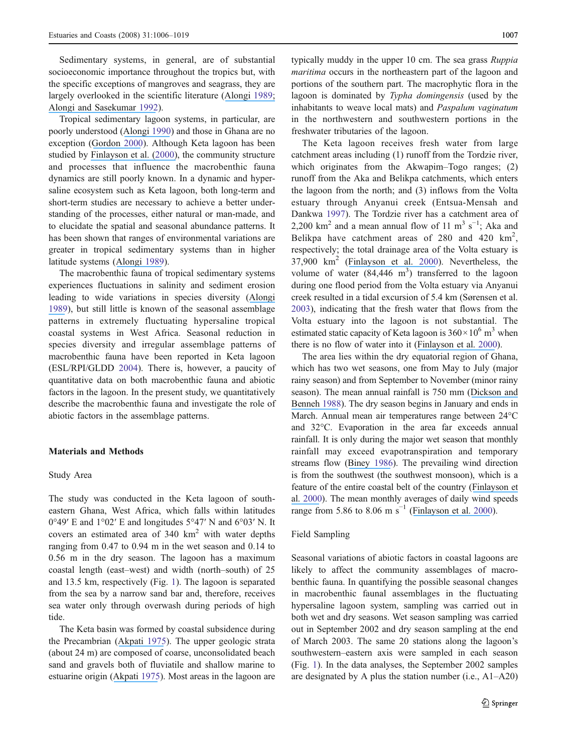Sedimentary systems, in general, are of substantial socioeconomic importance throughout the tropics but, with the specific exceptions of mangroves and seagrass, they are largely overlooked in the scientific literature (Alongi 1989; Alongi and Sasekumar 1992).

Tropical sedimentary lagoon systems, in particular, are poorly understood (Alongi 1990) and those in Ghana are no exception (Gordon 2000). Although Keta lagoon has been studied by Finlayson et al. (2000), the community structure and processes that influence the macrobenthic fauna dynamics are still poorly known. In a dynamic and hypersaline ecosystem such as Keta lagoon, both long-term and short-term studies are necessary to achieve a better understanding of the processes, either natural or man-made, and to elucidate the spatial and seasonal abundance patterns. It has been shown that ranges of environmental variations are greater in tropical sedimentary systems than in higher latitude systems (Alongi 1989).

The macrobenthic fauna of tropical sedimentary systems experiences fluctuations in salinity and sediment erosion leading to wide variations in species diversity (Alongi 1989), but still little is known of the seasonal assemblage patterns in extremely fluctuating hypersaline tropical coastal systems in West Africa. Seasonal reduction in species diversity and irregular assemblage patterns of macrobenthic fauna have been reported in Keta lagoon (ESL/RPI/GLDD 2004). There is, however, a paucity of quantitative data on both macrobenthic fauna and abiotic factors in the lagoon. In the present study, we quantitatively describe the macrobenthic fauna and investigate the role of abiotic factors in the assemblage patterns.

## Materials and Methods

### Study Area

The study was conducted in the Keta lagoon of southeastern Ghana, West Africa, which falls within latitudes 0°49′ E and 1°02′ E and longitudes 5°47′ N and 6°03′ N. It covers an estimated area of 340 $km^2$ with water depths ranging from 0.47 to 0.94 m in the wet season and 0.14 to 0.56 m in the dry season. The lagoon has a maximum coastal length (east–west) and width (north–south) of 25 and 13.5 km, respectively (Fig. 1). The lagoon is separated from the sea by a narrow sand bar and, therefore, receives sea water only through overwash during periods of high tide.

The Keta basin was formed by coastal subsidence during the Precambrian (Akpati 1975). The upper geologic strata (about 24 m) are composed of coarse, unconsolidated beach sand and gravels both of fluviatile and shallow marine to estuarine origin (Akpati 1975). Most areas in the lagoon are typically muddy in the upper 10 cm. The sea grass *Ruppia maritima* occurs in the northeastern part of the lagoon and portions of the southern part. The macrophytic flora in the lagoon is dominated by *Typha domingensis* (used by the inhabitants to weave local mats) and *Paspalum vaginatum* in the northwestern and southwestern portions in the freshwater tributaries of the lagoon.

The Keta lagoon receives fresh water from large catchment areas including (1) runoff from the Tordzie river, which originates from the Akwapim–Togo ranges; (2) runoff from the Aka and Belikpa catchments, which enters the lagoon from the north; and (3) inflows from the Volta estuary through Anyanui creek (Entsua-Mensah and Dankwa 1997). The Tordzie river has a catchment area of 2,200 $km^2$ and a mean annual flow of 11 $m^3 s^{-1}$; Aka and Belikpa have catchment areas of 280 and 420 $km^2$, respectively; the total drainage area of the Volta estuary is 37,900 $km^2$ (Finlayson et al. 2000). Nevertheless, the volume of water (84,446 $m^3$) transferred to the lagoon during one flood period from the Volta estuary via Anyanui creek resulted in a tidal excursion of 5.4 km (Sørensen et al. 2003), indicating that the fresh water that flows from the Volta estuary into the lagoon is not substantial. The estimated static capacity of Keta lagoon is $360 \times 10^6$ $m^3$ when there is no flow of water into it (Finlayson et al. 2000).

The area lies within the dry equatorial region of Ghana, which has two wet seasons, one from May to July (major rainy season) and from September to November (minor rainy season). The mean annual rainfall is 750 mm (Dickson and Benneh 1988). The dry season begins in January and ends in March. Annual mean air temperatures range between 24°C and 32°C. Evaporation in the area far exceeds annual rainfall. It is only during the major wet season that monthly rainfall may exceed evapotranspiration and temporary streams flow (Biney 1986). The prevailing wind direction is from the southwest (the southwest monsoon), which is a feature of the entire coastal belt of the country (Finlayson et al. 2000). The mean monthly averages of daily wind speeds range from 5.86 to 8.06 m $s^{-1}$ (Finlayson et al. 2000).

### Field Sampling

Seasonal variations of abiotic factors in coastal lagoons are likely to affect the community assemblages of macrobenthic fauna. In quantifying the possible seasonal changes in macrobenthic faunal assemblages in the fluctuating hypersaline lagoon system, sampling was carried out in both wet and dry seasons. Wet season sampling was carried out in September 2002 and dry season sampling at the end of March 2003. The same 20 stations along the lagoon's southwestern–eastern axis were sampled in each season (Fig. 1). In the data analyses, the September 2002 samples are designated by A plus the station number (i.e., A1–A20)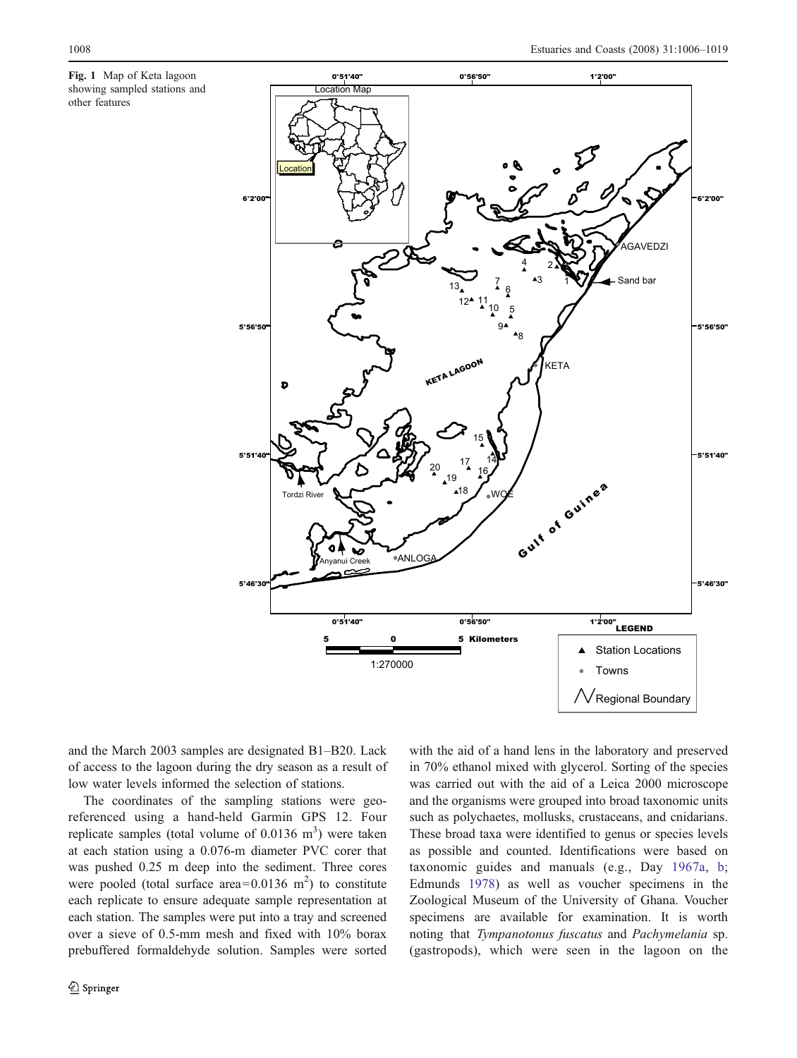**Fig. 1** Map of Keta lagoon showing sampled stations and other features

and the March 2003 samples are designated B1–B20. Lack of access to the lagoon during the dry season as a result of low water levels informed the selection of stations.

The coordinates of the sampling stations were geo-referenced using a hand-held Garmin GPS 12. Four replicate samples (total volume of 0.0136 $m^3$) were taken at each station using a 0.076-m diameter PVC corer that was pushed 0.25 m deep into the sediment. Three cores were pooled (total surface area=0.0136 $m^2$) to constitute each replicate to ensure adequate sample representation at each station. The samples were put into a tray and screened over a sieve of 0.5-mm mesh and fixed with 10% borax prebuffered formaldehyde solution. Samples were sorted with the aid of a hand lens in the laboratory and preserved in 70% ethanol mixed with glycerol. Sorting of the species was carried out with the aid of a Leica 2000 microscope and the organisms were grouped into broad taxonomic units such as polychaetes, mollusks, crustaceans, and cnidarians. These broad taxa were identified to genus or species levels as possible and counted. Identifications were based on taxonomic guides and manuals (e.g., Day 1967a, b; Edmunds 1978) as well as voucher specimens in the Zoological Museum of the University of Ghana. Voucher specimens are available for examination. It is worth noting that *Tympanotonus fuscatus* and *Pachymelania* sp. (gastropods), which were seen in the lagoon on the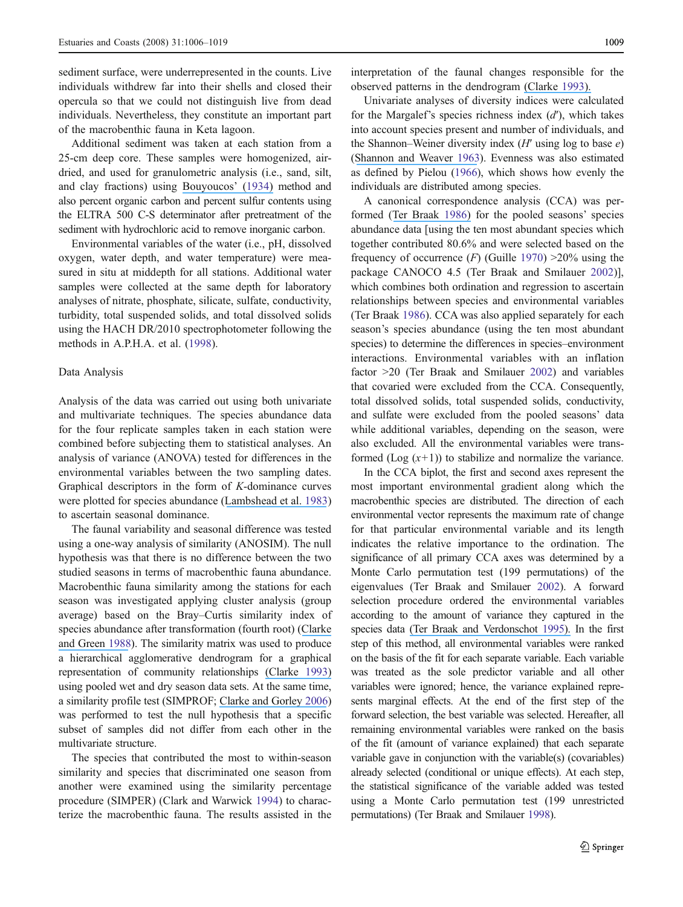sediment surface, were underrepresented in the counts. Live individuals withdrew far into their shells and closed their opercula so that we could not distinguish live from dead individuals. Nevertheless, they constitute an important part of the macrobenthic fauna in Keta lagoon.

Additional sediment was taken at each station from a 25-cm deep core. These samples were homogenized, air-dried, and used for granulometric analysis (i.e., sand, silt, and clay fractions) using Bouyoucos' (1934) method and also percent organic carbon and percent sulfur contents using the ELTRA 500 C-S determinator after pretreatment of the sediment with hydrochloric acid to remove inorganic carbon.

Environmental variables of the water (i.e., pH, dissolved oxygen, water depth, and water temperature) were measured in situ at middepth for all stations. Additional water samples were collected at the same depth for laboratory analyses of nitrate, phosphate, silicate, sulfate, conductivity, turbidity, total suspended solids, and total dissolved solids using the HACH DR/2010 spectrophotometer following the methods in A.P.H.A. et al. (1998).

## Data Analysis

Analysis of the data was carried out using both univariate and multivariate techniques. The species abundance data for the four replicate samples taken in each station were combined before subjecting them to statistical analyses. An analysis of variance (ANOVA) tested for differences in the environmental variables between the two sampling dates. Graphical descriptors in the form of *K*-dominance curves were plotted for species abundance (Lambshead et al. 1983) to ascertain seasonal dominance.

The faunal variability and seasonal difference was tested using a one-way analysis of similarity (ANOSIM). The null hypothesis was that there is no difference between the two studied seasons in terms of macrobenthic fauna abundance. Macrobenthic fauna similarity among the stations for each season was investigated applying cluster analysis (group average) based on the Bray–Curtis similarity index of species abundance after transformation (fourth root) (Clarke and Green 1988). The similarity matrix was used to produce a hierarchical agglomerative dendrogram for a graphical representation of community relationships (Clarke 1993) using pooled wet and dry season data sets. At the same time, a similarity profile test (SIMPROF; Clarke and Gorley 2006) was performed to test the null hypothesis that a specific subset of samples did not differ from each other in the multivariate structure.

The species that contributed the most to within-season similarity and species that discriminated one season from another were examined using the similarity percentage procedure (SIMPER) (Clark and Warwick 1994) to characterize the macrobenthic fauna. The results assisted in the interpretation of the faunal changes responsible for the observed patterns in the dendrogram (Clarke 1993).

Univariate analyses of diversity indices were calculated for the Margalef's species richness index ($d'$), which takes into account species present and number of individuals, and the Shannon–Weiner diversity index ($H'$ using log to base $e$) (Shannon and Weaver 1963). Evenness was also estimated as defined by Pielou (1966), which shows how evenly the individuals are distributed among species.

A canonical correspondence analysis (CCA) was performed (Ter Braak 1986) for the pooled seasons' species abundance data [using the ten most abundant species which together contributed 80.6% and were selected based on the frequency of occurrence ($F$) (Guille 1970) >20% using the package CANOCO 4.5 (Ter Braak and Smilauer 2002)], which combines both ordination and regression to ascertain relationships between species and environmental variables (Ter Braak 1986). CCA was also applied separately for each season's species abundance (using the ten most abundant species) to determine the differences in species–environment interactions. Environmental variables with an inflation factor >20 (Ter Braak and Smilauer 2002) and variables that covaried were excluded from the CCA. Consequently, total dissolved solids, total suspended solids, conductivity, and sulfate were excluded from the pooled seasons' data while additional variables, depending on the season, were also excluded. All the environmental variables were transformed (Log $(x+1)$) to stabilize and normalize the variance.

In the CCA biplot, the first and second axes represent the most important environmental gradient along which the macrobenthic species are distributed. The direction of each environmental vector represents the maximum rate of change for that particular environmental variable and its length indicates the relative importance to the ordination. The significance of all primary CCA axes was determined by a Monte Carlo permutation test (199 permutations) of the eigenvalues (Ter Braak and Smilauer 2002). A forward selection procedure ordered the environmental variables according to the amount of variance they captured in the species data (Ter Braak and Verdonschot 1995). In the first step of this method, all environmental variables were ranked on the basis of the fit for each separate variable. Each variable was treated as the sole predictor variable and all other variables were ignored; hence, the variance explained represents marginal effects. At the end of the first step of the forward selection, the best variable was selected. Hereafter, all remaining environmental variables were ranked on the basis of the fit (amount of variance explained) that each separate variable gave in conjunction with the variable(s) (covariables) already selected (conditional or unique effects). At each step, the statistical significance of the variable added was tested using a Monte Carlo permutation test (199 unrestricted permutations) (Ter Braak and Smilauer 1998).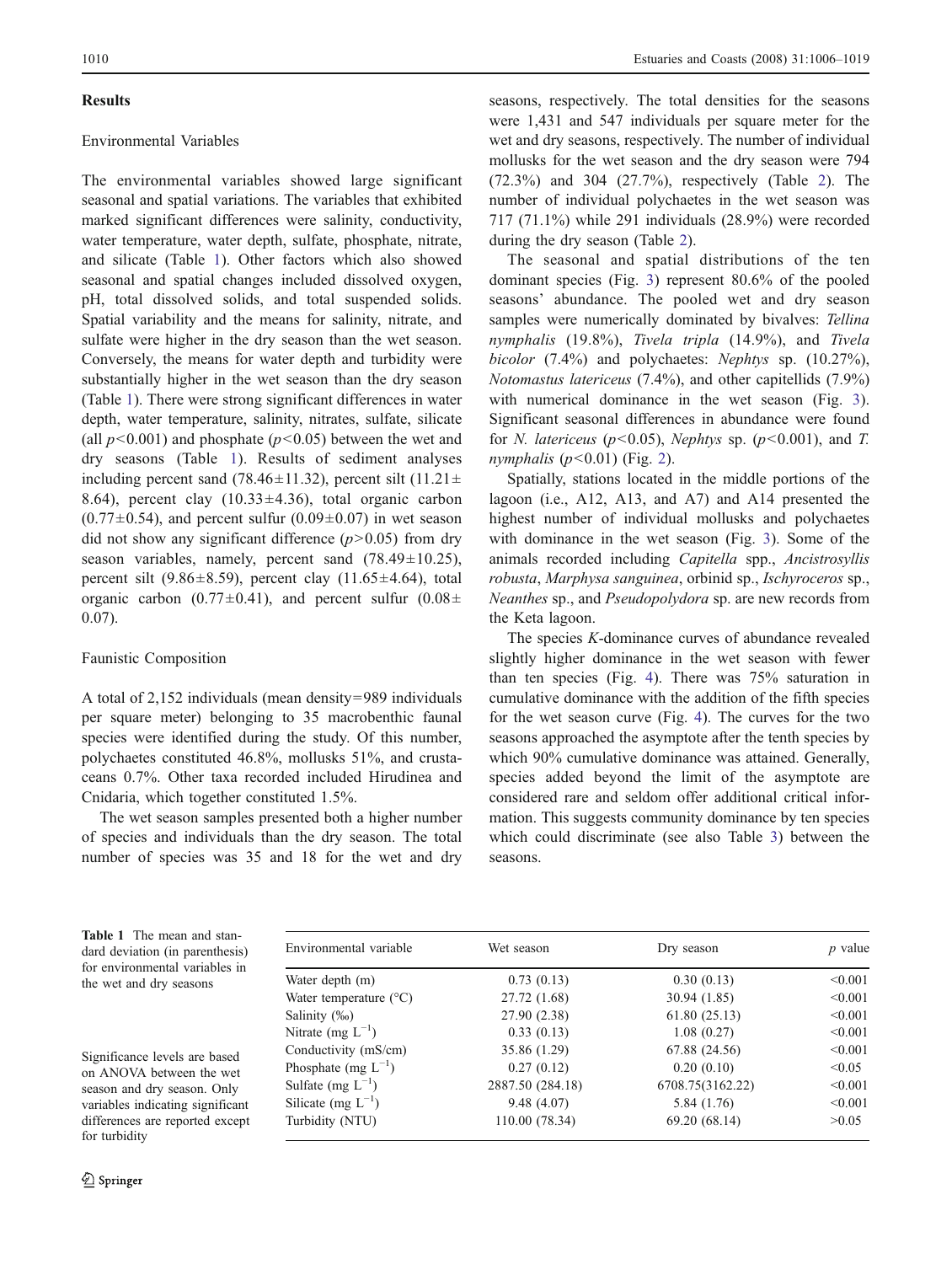## Results

### Environmental Variables

The environmental variables showed large significant seasonal and spatial variations. The variables that exhibited marked significant differences were salinity, conductivity, water temperature, water depth, sulfate, phosphate, nitrate, and silicate (Table 1). Other factors which also showed seasonal and spatial changes included dissolved oxygen, pH, total dissolved solids, and total suspended solids. Spatial variability and the means for salinity, nitrate, and sulfate were higher in the dry season than the wet season. Conversely, the means for water depth and turbidity were substantially higher in the wet season than the dry season (Table 1). There were strong significant differences in water depth, water temperature, salinity, nitrates, sulfate, silicate (all $p<0.001$) and phosphate ($p<0.05$) between the wet and dry seasons (Table 1). Results of sediment analyses including percent sand (78.46±11.32), percent silt (11.21±8.64), percent clay (10.33±4.36), total organic carbon (0.77±0.54), and percent sulfur (0.09±0.07) in wet season did not show any significant difference ($p>0.05$) from dry season variables, namely, percent sand (78.49±10.25), percent silt (9.86±8.59), percent clay (11.65±4.64), total organic carbon (0.77±0.41), and percent sulfur (0.08±0.07).

### Faunistic Composition

A total of 2,152 individuals (mean density=989 individuals per square meter) belonging to 35 macrobenthic faunal species were identified during the study. Of this number, polychaetes constituted 46.8%, mollusks 51%, and crustaceans 0.7%. Other taxa recorded included Hirudinea and Cnidaria, which together constituted 1.5%.

The wet season samples presented both a higher number of species and individuals than the dry season. The total number of species was 35 and 18 for the wet and dry seasons, respectively. The total densities for the seasons were 1,431 and 547 individuals per square meter for the wet and dry seasons, respectively. The number of individual mollusks for the wet season and the dry season were 794 (72.3%) and 304 (27.7%), respectively (Table 2). The number of individual polychaetes in the wet season was 717 (71.1%) while 291 individuals (28.9%) were recorded during the dry season (Table 2).

The seasonal and spatial distributions of the ten dominant species (Fig. 3) represent 80.6% of the pooled seasons' abundance. The pooled wet and dry season samples were numerically dominated by bivalves: *Tellina nymphalis* (19.8%), *Tivela tripla* (14.9%), and *Tivela bicolor* (7.4%) and polychaetes: *Nephtys* sp. (10.27%), *Notomastus latericeus* (7.4%), and other capitellids (7.9%) with numerical dominance in the wet season (Fig. 3). Significant seasonal differences in abundance were found for *N. latericeus* ($p<0.05$), *Nephtys* sp. ($p<0.001$), and *T. nymphalis* ($p<0.01$) (Fig. 2).

Spatially, stations located in the middle portions of the lagoon (i.e., A12, A13, and A7) and A14 presented the highest number of individual mollusks and polychaetes with dominance in the wet season (Fig. 3). Some of the animals recorded including *Capitella* spp., *Ancistrosyllis robusta*, *Marphysa sanguinea*, orbinid sp., *Ischyroceros* sp., *Neanthes* sp., and *Pseudopolydora* sp. are new records from the Keta lagoon.

The species *K*-dominance curves of abundance revealed slightly higher dominance in the wet season with fewer than ten species (Fig. 4). There was 75% saturation in cumulative dominance with the addition of the fifth species for the wet season curve (Fig. 4). The curves for the two seasons approached the asymptote after the tenth species by which 90% cumulative dominance was attained. Generally, species added beyond the limit of the asymptote are considered rare and seldom offer additional critical information. This suggests community dominance by ten species which could discriminate (see also Table 3) between the seasons.

**Table 1** The mean and standard deviation (in parenthesis) for environmental variables in the wet and dry seasons

| Environmental variable | Wet season | Dry season | *p* value |
|---|---|---|---|
| Water depth (m) | 0.73 (0.13) | 0.30 (0.13) | <0.001 |
| Water temperature (°C) | 27.72 (1.68) | 30.94 (1.85) | <0.001 |
| Salinity (‰) | 27.90 (2.38) | 61.80 (25.13) | <0.001 |
| Nitrate (mg $L^{-1}$) | 0.33 (0.13) | 1.08 (0.27) | <0.001 |
| Conductivity (mS/cm) | 35.86 (1.29) | 67.88 (24.56) | <0.001 |
| Phosphate (mg $L^{-1}$) | 0.27 (0.12) | 0.20 (0.10) | <0.05 |
| Sulfate (mg $L^{-1}$) | 2887.50 (284.18) | 6708.75(3162.22) | <0.001 |
| Silicate (mg $L^{-1}$) | 9.48 (4.07) | 5.84 (1.76) | <0.001 |
| Turbidity (NTU) | 110.00 (78.34) | 69.20 (68.14) | >0.05 |

Significance levels are based on ANOVA between the wet season and dry season. Only variables indicating significant differences are reported except for turbidity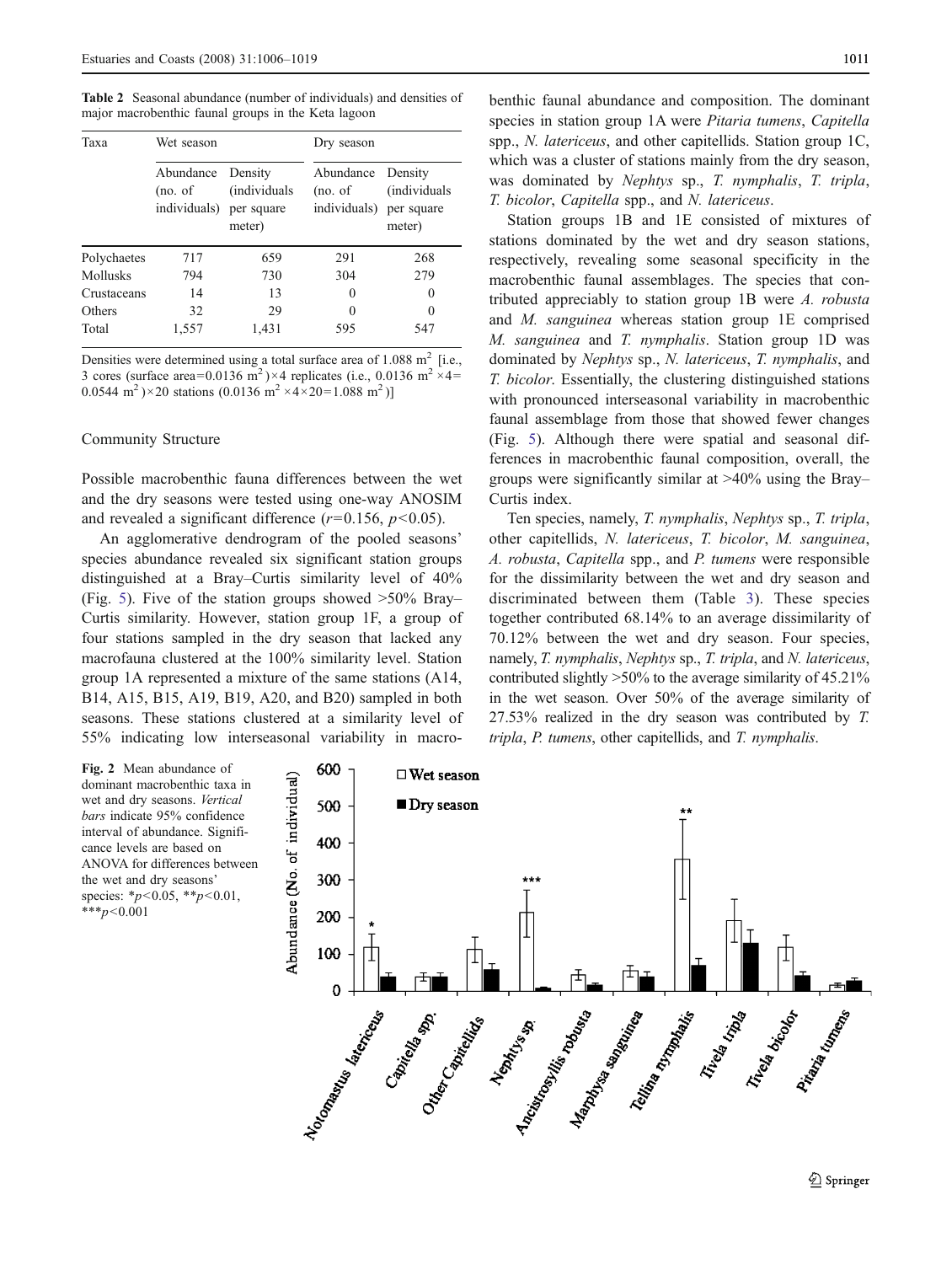**Table 2** Seasonal abundance (number of individuals) and densities of major macrobenthic faunal groups in the Keta lagoon

| Taxa | Wet season | | Dry season | |
|---|---|---|---|---|
| | Abundance (no. of individuals) | Density (individuals per square meter) | Abundance (no. of individuals) | Density (individuals per square meter) |
| Polychaetes | 717 | 659 | 291 | 268 |
| Mollusks | 794 | 730 | 304 | 279 |
| Crustaceans | 14 | 13 | 0 | 0 |
| Others | 32 | 29 | 0 | 0 |
| Total | 1,557 | 1,431 | 595 | 547 |

Densities were determined using a total surface area of 1.088 $m^2$ [i.e., 3 cores (surface area=0.0136 $m^2$)×4 replicates (i.e., 0.0136 $m^2$ ×4= 0.0544 $m^2$)×20 stations (0.0136 $m^2$ ×4×20=1.088 $m^2$)]

## Community Structure

Possible macrobenthic fauna differences between the wet and the dry seasons were tested using one-way ANOSIM and revealed a significant difference ($r$=0.156, $p$<0.05).

An agglomerative dendrogram of the pooled seasons' species abundance revealed six significant station groups distinguished at a Bray–Curtis similarity level of 40% (Fig. 5). Five of the station groups showed >50% Bray–Curtis similarity. However, station group 1F, a group of four stations sampled in the dry season that lacked any macrofauna clustered at the 100% similarity level. Station group 1A represented a mixture of the same stations (A14, B14, A15, B15, A19, B19, A20, and B20) sampled in both seasons. These stations clustered at a similarity level of 55% indicating low interseasonal variability in macrobenthic faunal abundance and composition. The dominant species in station group 1A were *Pitaria tumens*, *Capitella* spp., *N. latericeus*, and other capitellids. Station group 1C, which was a cluster of stations mainly from the dry season, was dominated by *Nephtys* sp., *T. nymphalis*, *T. tripla*, *T. bicolor*, *Capitella* spp., and *N. latericeus*.

Station groups 1B and 1E consisted of mixtures of stations dominated by the wet and dry season stations, respectively, revealing some seasonal specificity in the macrobenthic faunal assemblages. The species that contributed appreciably to station group 1B were *A. robusta* and *M. sanguinea* whereas station group 1E comprised *M. sanguinea* and *T. nymphalis*. Station group 1D was dominated by *Nephtys* sp., *N. latericeus*, *T. nymphalis*, and *T. bicolor*. Essentially, the clustering distinguished stations with pronounced interseasonal variability in macrobenthic faunal assemblage from those that showed fewer changes (Fig. 5). Although there were spatial and seasonal differences in macrobenthic faunal composition, overall, the groups were significantly similar at >40% using the Bray–Curtis index.

Ten species, namely, *T. nymphalis*, *Nephtys* sp., *T. tripla*, other capitellids, *N. latericeus*, *T. bicolor*, *M. sanguinea*, *A. robusta*, *Capitella* spp., and *P. tumens* were responsible for the dissimilarity between the wet and dry season and discriminated between them (Table 3). These species together contributed 68.14% to an average dissimilarity of 70.12% between the wet and dry season. Four species, namely, *T. nymphalis*, *Nephtys* sp., *T. tripla*, and *N. latericeus*, contributed slightly >50% to the average similarity of 45.21% in the wet season. Over 50% of the average similarity of 27.53% realized in the dry season was contributed by *T. tripla*, *P. tumens*, other capitellids, and *T. nymphalis*.

**Fig. 2** Mean abundance of dominant macrobenthic taxa in wet and dry seasons. *Vertical bars* indicate 95% confidence interval of abundance. Significance levels are based on ANOVA for differences between the wet and dry seasons' species: *$p$<0.05, **$p$<0.01, ***$p$<0.001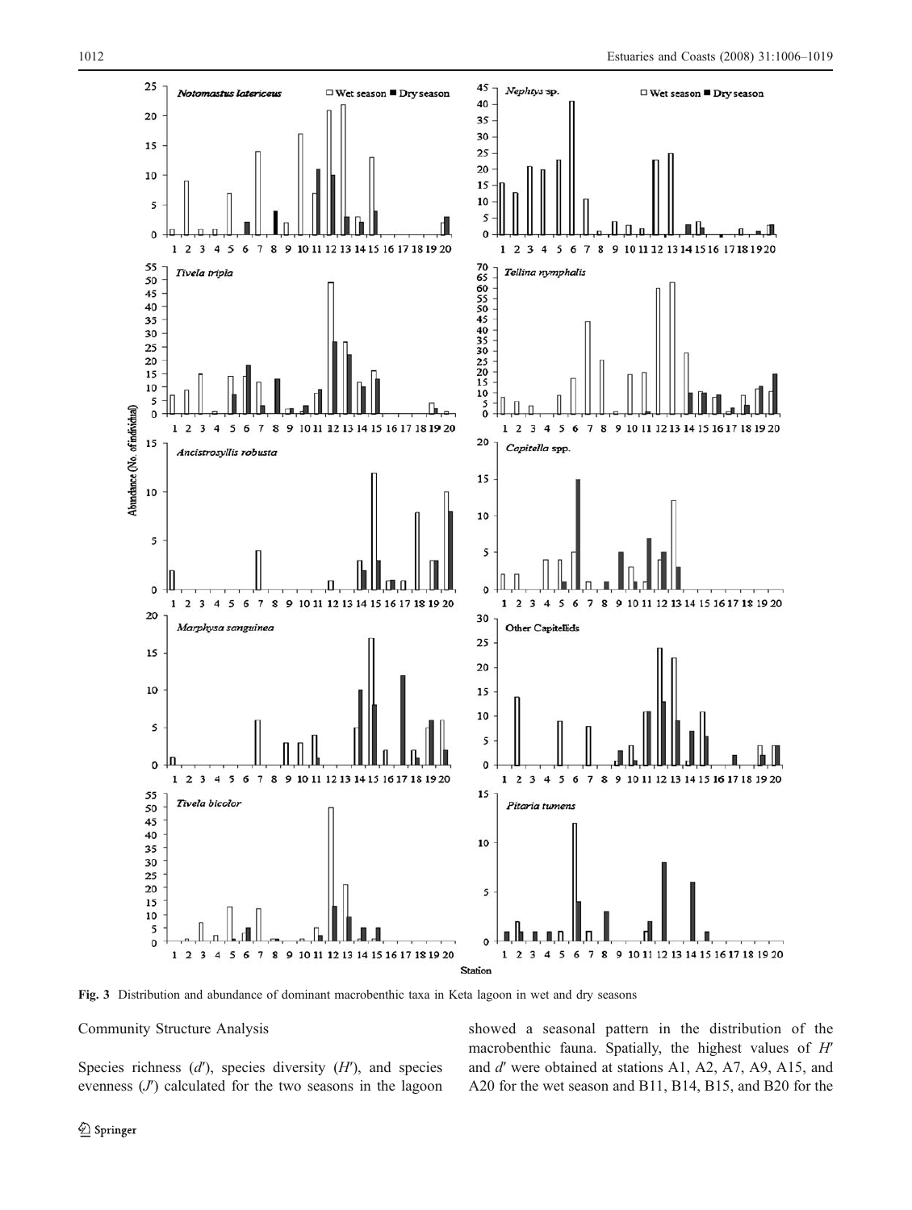Fig. 3 Distribution and abundance of dominant macrobenthic taxa in Keta lagoon in wet and dry seasons

## Community Structure Analysis

Species richness ($d'$), species diversity ($H'$), and species evenness ($J'$) calculated for the two seasons in the lagoon showed a seasonal pattern in the distribution of the macrobenthic fauna. Spatially, the highest values of $H'$ and $d'$ were obtained at stations A1, A2, A7, A9, A15, and A20 for the wet season and B11, B14, B15, and B20 for the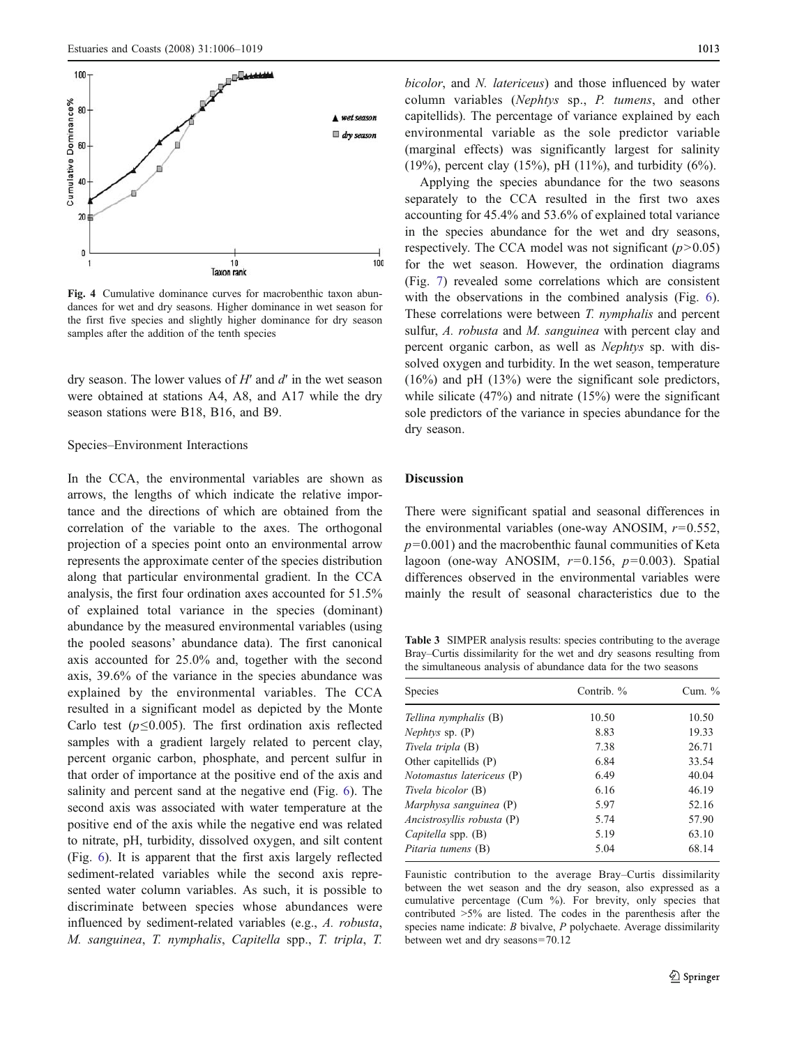Fig. 4 Cumulative dominance curves for macrobenthic taxon abundances for wet and dry seasons. Higher dominance in wet season for the first five species and slightly higher dominance for dry season samples after the addition of the tenth species

dry season. The lower values of $H'$ and $d'$ in the wet season were obtained at stations A4, A8, and A17 while the dry season stations were B18, B16, and B9.

### Species–Environment Interactions

In the CCA, the environmental variables are shown as arrows, the lengths of which indicate the relative importance and the directions of which are obtained from the correlation of the variable to the axes. The orthogonal projection of a species point onto an environmental arrow represents the approximate center of the species distribution along that particular environmental gradient. In the CCA analysis, the first four ordination axes accounted for 51.5% of explained total variance in the species (dominant) abundance by the measured environmental variables (using the pooled seasons' abundance data). The first canonical axis accounted for 25.0% and, together with the second axis, 39.6% of the variance in the species abundance was explained by the environmental variables. The CCA resulted in a significant model as depicted by the Monte Carlo test ($p \leq 0.005$). The first ordination axis reflected samples with a gradient largely related to percent clay, percent organic carbon, phosphate, and percent sulfur in that order of importance at the positive end of the axis and salinity and percent sand at the negative end (Fig. 6). The second axis was associated with water temperature at the positive end of the axis while the negative end was related to nitrate, pH, turbidity, dissolved oxygen, and silt content (Fig. 6). It is apparent that the first axis largely reflected sediment-related variables while the second axis represented water column variables. As such, it is possible to discriminate between species whose abundances were influenced by sediment-related variables (e.g., *A. robusta*, *M. sanguinea*, *T. nymphalis*, *Capitella* spp., *T. tripla*, *T. bicolor*, and *N. latericeus*) and those influenced by water column variables (*Nephtys* sp., *P. tumens*, and other capitellids). The percentage of variance explained by each environmental variable as the sole predictor variable (marginal effects) was significantly largest for salinity (19%), percent clay (15%), pH (11%), and turbidity (6%).

Applying the species abundance for the two seasons separately to the CCA resulted in the first two axes accounting for 45.4% and 53.6% of explained total variance in the species abundance for the wet and dry seasons, respectively. The CCA model was not significant ($p > 0.05$) for the wet season. However, the ordination diagrams (Fig. 7) revealed some correlations which are consistent with the observations in the combined analysis (Fig. 6). These correlations were between *T. nymphalis* and percent sulfur, *A. robusta* and *M. sanguinea* with percent clay and percent organic carbon, as well as *Nephtys* sp. with dissolved oxygen and turbidity. In the wet season, temperature (16%) and pH (13%) were the significant sole predictors, while silicate (47%) and nitrate (15%) were the significant sole predictors of the variance in species abundance for the dry season.

## Discussion

There were significant spatial and seasonal differences in the environmental variables (one-way ANOSIM, $r = 0.552$, $p = 0.001$) and the macrobenthic faunal communities of Keta lagoon (one-way ANOSIM, $r = 0.156$, $p = 0.003$). Spatial differences observed in the environmental variables were mainly the result of seasonal characteristics due to the

Table 3 SIMPER analysis results: species contributing to the average Bray–Curtis dissimilarity for the wet and dry seasons resulting from the simultaneous analysis of abundance data for the two seasons

| Species | Contrib. % | Cum. % |
|---|---|---|
| *Tellina nymphalis* (B) | 10.50 | 10.50 |
| *Nephtys* sp. (P) | 8.83 | 19.33 |
| *Tivela tripla* (B) | 7.38 | 26.71 |
| Other capitellids (P) | 6.84 | 33.54 |
| *Notomastus latericeus* (P) | 6.49 | 40.04 |
| *Tivela bicolor* (B) | 6.16 | 46.19 |
| *Marphysa sanguinea* (P) | 5.97 | 52.16 |
| *Ancistrosyllis robusta* (P) | 5.74 | 57.90 |
| *Capitella* spp. (B) | 5.19 | 63.10 |
| *Pitaria tumens* (B) | 5.04 | 68.14 |

Faunistic contribution to the average Bray–Curtis dissimilarity between the wet season and the dry season, also expressed as a cumulative percentage (Cum %). For brevity, only species that contributed >5% are listed. The codes in the parenthesis after the species name indicate: *B* bivalve, *P* polychaete. Average dissimilarity between wet and dry seasons=70.12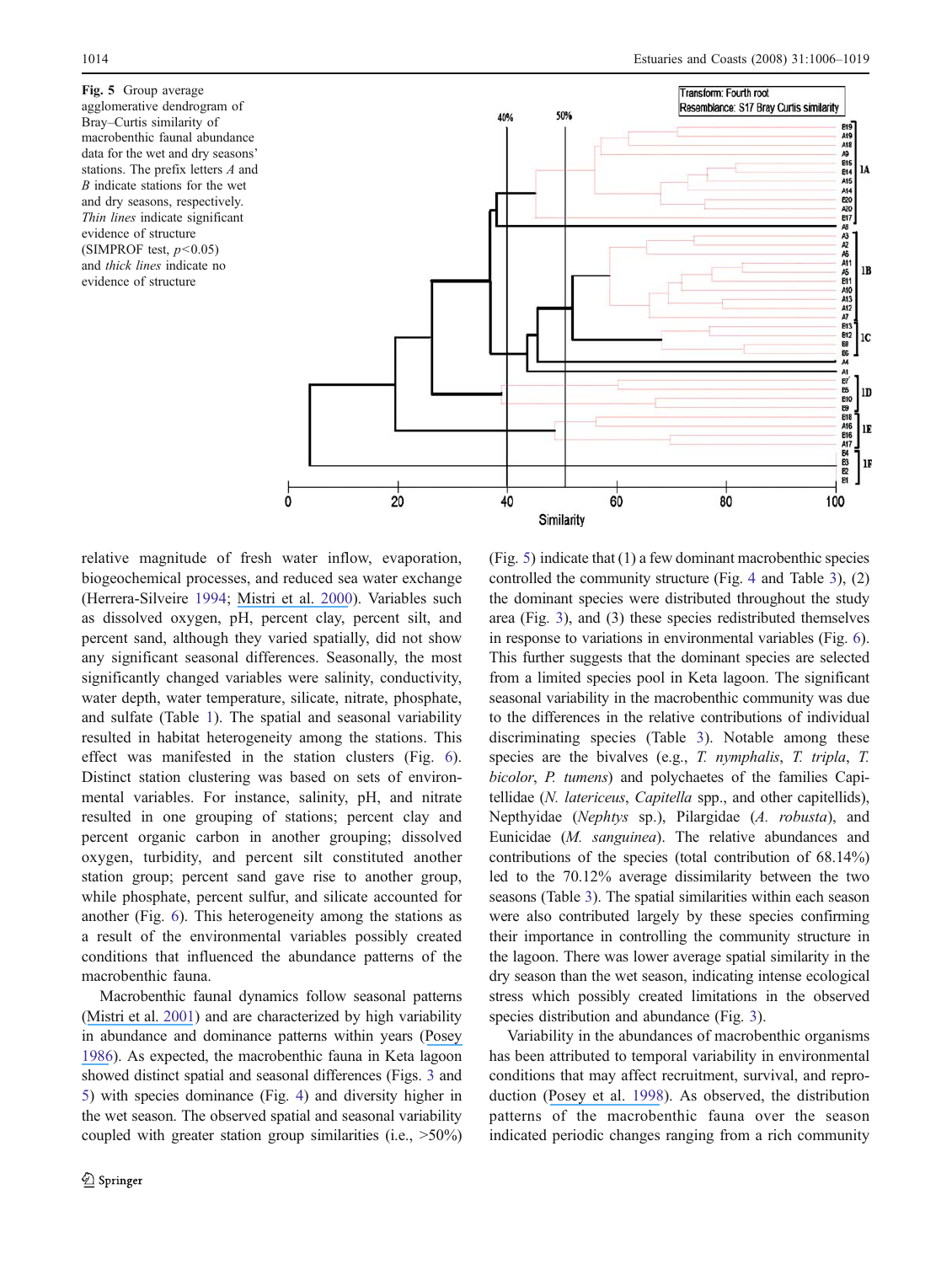**Fig. 5** Group average agglomerative dendrogram of Bray–Curtis similarity of macrobenthic faunal abundance data for the wet and dry seasons' stations. The prefix letters *A* and *B* indicate stations for the wet and dry seasons, respectively. *Thin lines* indicate significant evidence of structure (SIMPROF test, $p<0.05$) and *thick lines* indicate no evidence of structure

relative magnitude of fresh water inflow, evaporation, biogeochemical processes, and reduced sea water exchange (Herrera-Silveire 1994; Mistri et al. 2000). Variables such as dissolved oxygen, pH, percent clay, percent silt, and percent sand, although they varied spatially, did not show any significant seasonal differences. Seasonally, the most significantly changed variables were salinity, conductivity, water depth, water temperature, silicate, nitrate, phosphate, and sulfate (Table 1). The spatial and seasonal variability resulted in habitat heterogeneity among the stations. This effect was manifested in the station clusters (Fig. 6). Distinct station clustering was based on sets of environmental variables. For instance, salinity, pH, and nitrate resulted in one grouping of stations; percent clay and percent organic carbon in another grouping; dissolved oxygen, turbidity, and percent silt constituted another station group; percent sand gave rise to another group, while phosphate, percent sulfur, and silicate accounted for another (Fig. 6). This heterogeneity among the stations as a result of the environmental variables possibly created conditions that influenced the abundance patterns of the macrobenthic fauna.

Macrobenthic faunal dynamics follow seasonal patterns (Mistri et al. 2001) and are characterized by high variability in abundance and dominance patterns within years (Posey 1986). As expected, the macrobenthic fauna in Keta lagoon showed distinct spatial and seasonal differences (Figs. 3 and 5) with species dominance (Fig. 4) and diversity higher in the wet season. The observed spatial and seasonal variability coupled with greater station group similarities (i.e., >50%) (Fig. 5) indicate that (1) a few dominant macrobenthic species controlled the community structure (Fig. 4 and Table 3), (2) the dominant species were distributed throughout the study area (Fig. 3), and (3) these species redistributed themselves in response to variations in environmental variables (Fig. 6). This further suggests that the dominant species are selected from a limited species pool in Keta lagoon. The significant seasonal variability in the macrobenthic community was due to the differences in the relative contributions of individual discriminating species (Table 3). Notable among these species are the bivalves (e.g., *T. nymphalis*, *T. tripla*, *T. bicolor*, *P. tumens*) and polychaetes of the families Capitellidae (*N. latericeus*, *Capitella* spp., and other capitellids), Nepthyidae (*Nephtys* sp.), Pilargidae (*A. robusta*), and Eunicidae (*M. sanguinea*). The relative abundances and contributions of the species (total contribution of 68.14%) led to the 70.12% average dissimilarity between the two seasons (Table 3). The spatial similarities within each season were also contributed largely by these species confirming their importance in controlling the community structure in the lagoon. There was lower average spatial similarity in the dry season than the wet season, indicating intense ecological stress which possibly created limitations in the observed species distribution and abundance (Fig. 3).

Variability in the abundances of macrobenthic organisms has been attributed to temporal variability in environmental conditions that may affect recruitment, survival, and reproduction (Posey et al. 1998). As observed, the distribution patterns of the macrobenthic fauna over the season indicated periodic changes ranging from a rich community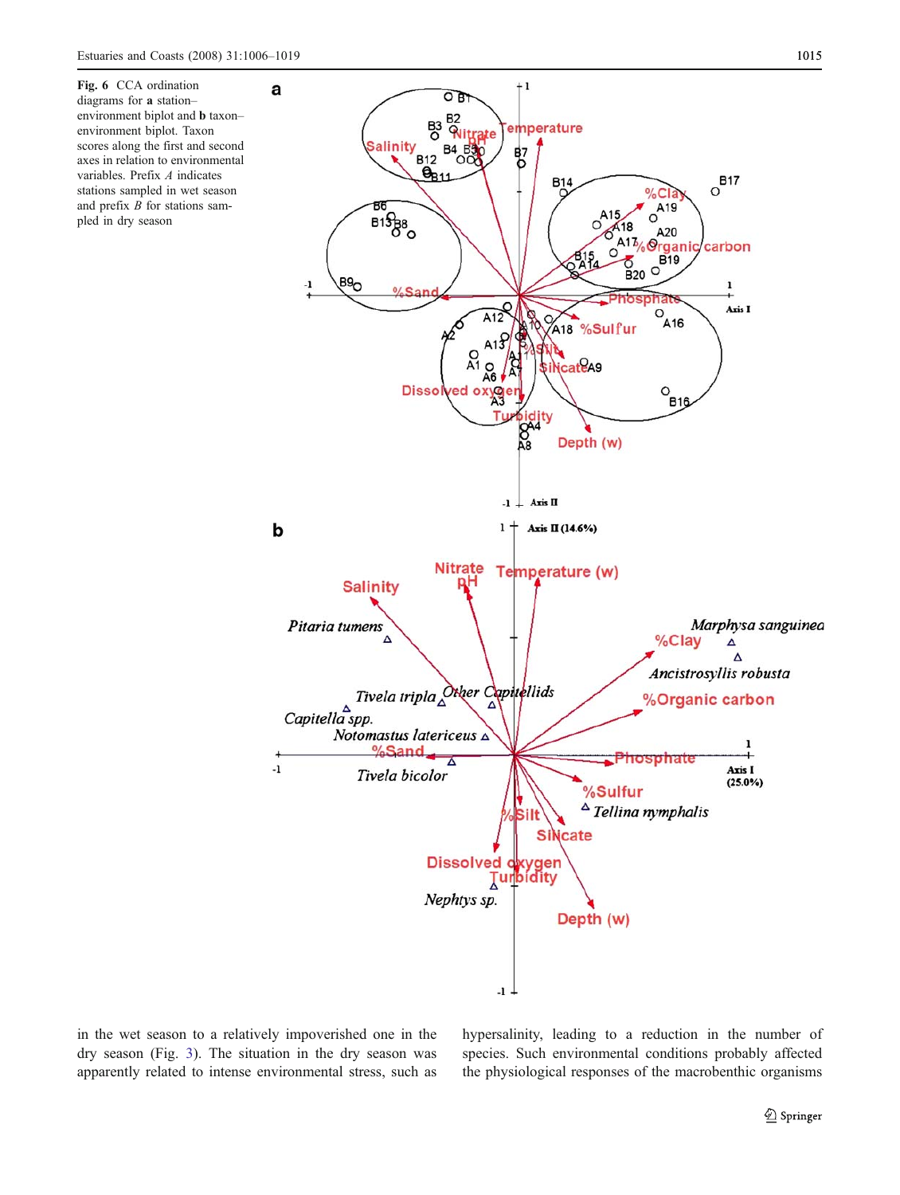**Fig. 6** CCA ordination diagrams for **a** station–environment biplot and **b** taxon–environment biplot. Taxon scores along the first and second axes in relation to environmental variables. Prefix *A* indicates stations sampled in wet season and prefix *B* for stations sampled in dry season

in the wet season to a relatively impoverished one in the dry season (Fig. 3). The situation in the dry season was apparently related to intense environmental stress, such as hypersalinity, leading to a reduction in the number of species. Such environmental conditions probably affected the physiological responses of the macrobenthic organisms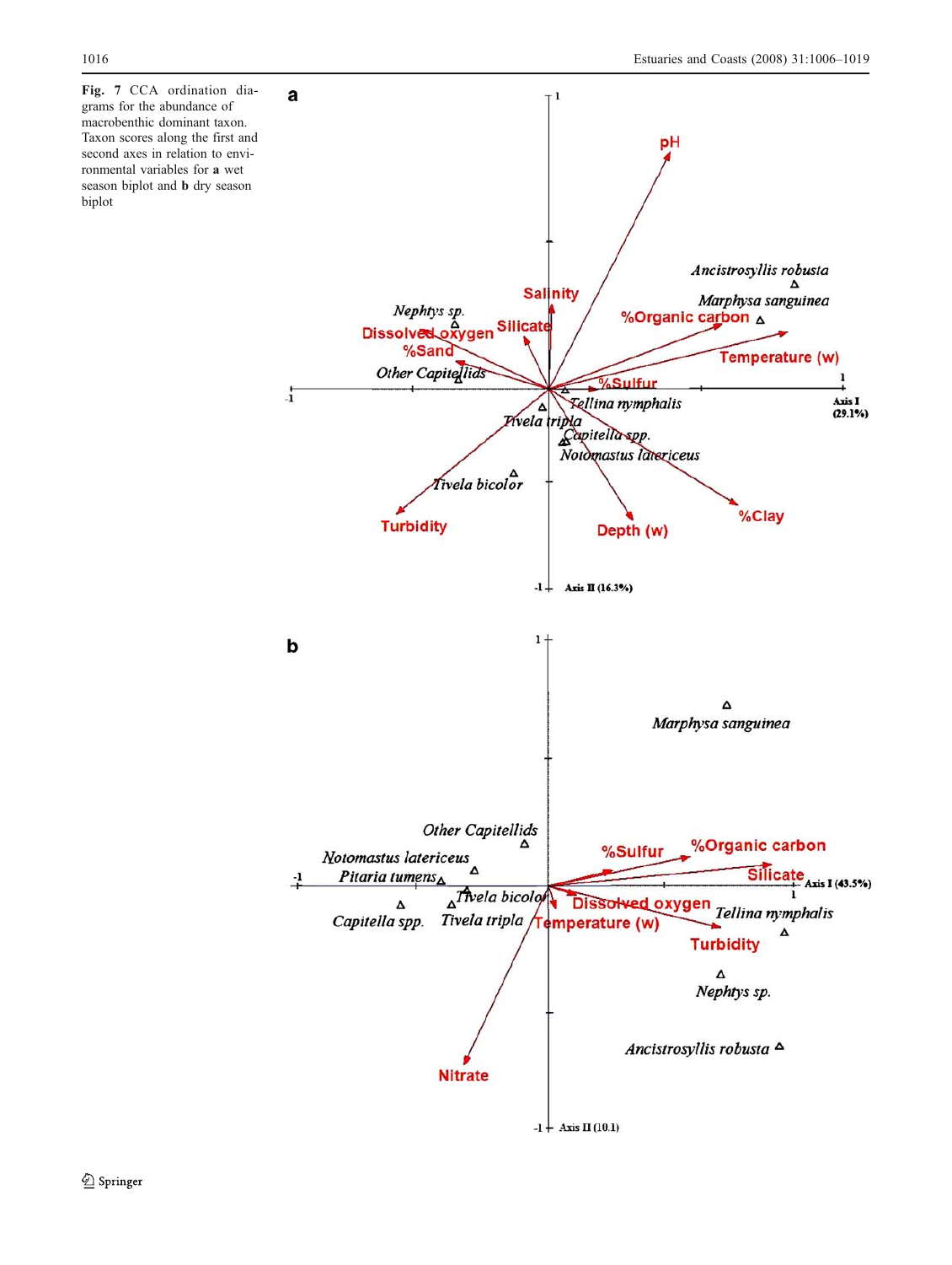**Fig. 7** CCA ordination diagrams for the abundance of macrobenthic dominant taxon. Taxon scores along the first and second axes in relation to environmental variables for **a** wet season biplot and **b** dry season biplot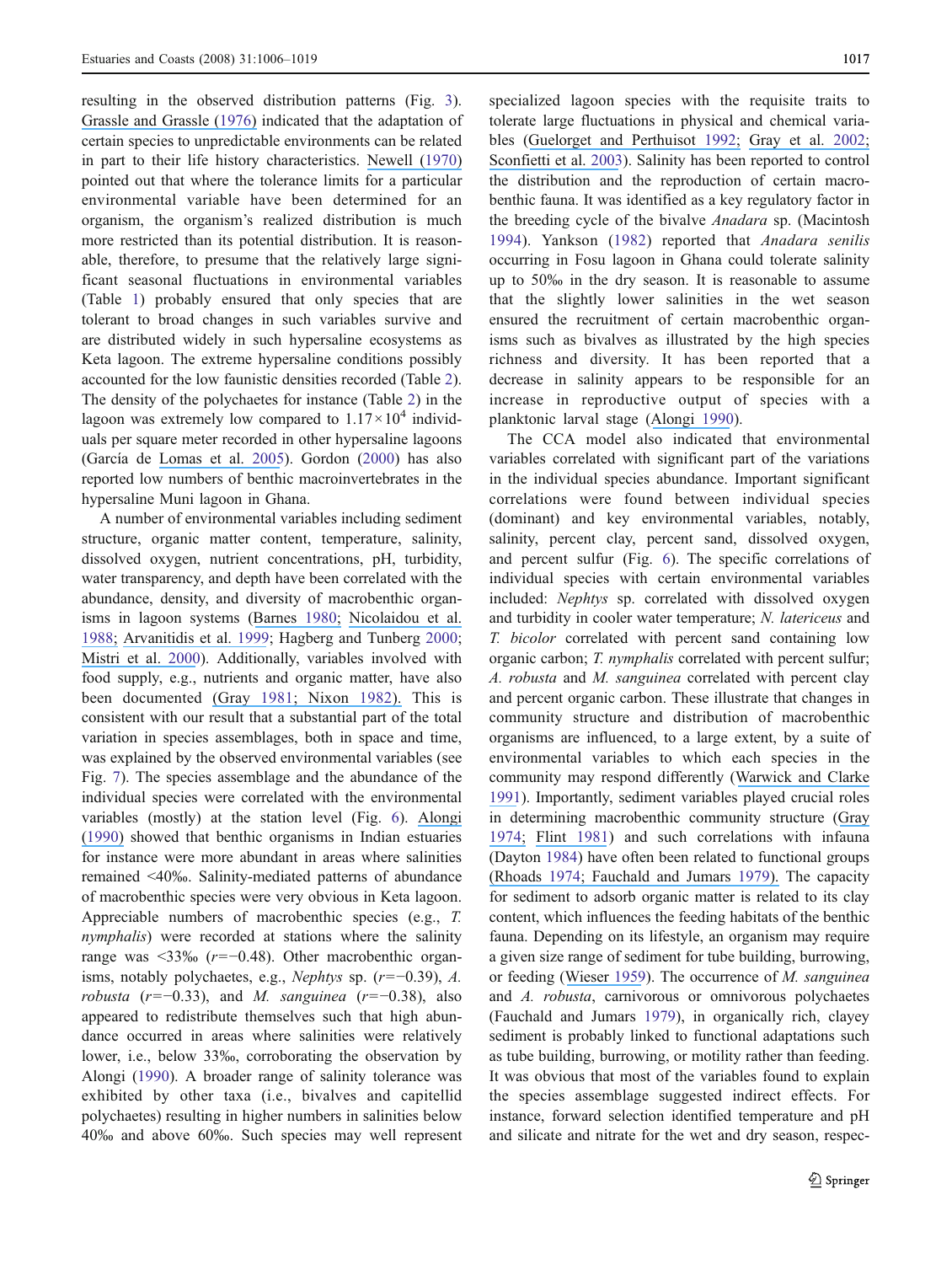resulting in the observed distribution patterns (Fig. 3). Grassle and Grassle (1976) indicated that the adaptation of certain species to unpredictable environments can be related in part to their life history characteristics. Newell (1970) pointed out that where the tolerance limits for a particular environmental variable have been determined for an organism, the organism's realized distribution is much more restricted than its potential distribution. It is reasonable, therefore, to presume that the relatively large significant seasonal fluctuations in environmental variables (Table 1) probably ensured that only species that are tolerant to broad changes in such variables survive and are distributed widely in such hypersaline ecosystems as Keta lagoon. The extreme hypersaline conditions possibly accounted for the low faunistic densities recorded (Table 2). The density of the polychaetes for instance (Table 2) in the lagoon was extremely low compared to $1.17 \times 10^4$ individuals per square meter recorded in other hypersaline lagoons (García de Lomas et al. 2005). Gordon (2000) has also reported low numbers of benthic macroinvertebrates in the hypersaline Muni lagoon in Ghana.

A number of environmental variables including sediment structure, organic matter content, temperature, salinity, dissolved oxygen, nutrient concentrations, pH, turbidity, water transparency, and depth have been correlated with the abundance, density, and diversity of macrobenthic organisms in lagoon systems (Barnes 1980; Nicolaidou et al. 1988; Arvanitidis et al. 1999; Hagberg and Tunberg 2000; Mistri et al. 2000). Additionally, variables involved with food supply, e.g., nutrients and organic matter, have also been documented (Gray 1981; Nixon 1982). This is consistent with our result that a substantial part of the total variation in species assemblages, both in space and time, was explained by the observed environmental variables (see Fig. 7). The species assemblage and the abundance of the individual species were correlated with the environmental variables (mostly) at the station level (Fig. 6). Alongi (1990) showed that benthic organisms in Indian estuaries for instance were more abundant in areas where salinities remained <40‰. Salinity-mediated patterns of abundance of macrobenthic species were very obvious in Keta lagoon. Appreciable numbers of macrobenthic species (e.g., *T. nymphalis*) were recorded at stations where the salinity range was <33‰ ($r = -0.48$). Other macrobenthic organisms, notably polychaetes, e.g., *Nephtys* sp. ($r = -0.39$), *A. robusta* ($r = -0.33$), and *M. sanguinea* ($r = -0.38$), also appeared to redistribute themselves such that high abundance occurred in areas where salinities were relatively lower, i.e., below 33‰, corroborating the observation by Alongi (1990). A broader range of salinity tolerance was exhibited by other taxa (i.e., bivalves and capitellid polychaetes) resulting in higher numbers in salinities below 40‰ and above 60‰. Such species may well represent specialized lagoon species with the requisite traits to tolerate large fluctuations in physical and chemical variables (Guelorget and Perthuisot 1992; Gray et al. 2002; Sconfietti et al. 2003). Salinity has been reported to control the distribution and the reproduction of certain macrobenthic fauna. It was identified as a key regulatory factor in the breeding cycle of the bivalve *Anadara* sp. (Macintosh 1994). Yankson (1982) reported that *Anadara senilis* occurring in Fosu lagoon in Ghana could tolerate salinity up to 50‰ in the dry season. It is reasonable to assume that the slightly lower salinities in the wet season ensured the recruitment of certain macrobenthic organisms such as bivalves as illustrated by the high species richness and diversity. It has been reported that a decrease in salinity appears to be responsible for an increase in reproductive output of species with a planktonic larval stage (Alongi 1990).

The CCA model also indicated that environmental variables correlated with significant part of the variations in the individual species abundance. Important significant correlations were found between individual species (dominant) and key environmental variables, notably, salinity, percent clay, percent sand, dissolved oxygen, and percent sulfur (Fig. 6). The specific correlations of individual species with certain environmental variables included: *Nephtys* sp. correlated with dissolved oxygen and turbidity in cooler water temperature; *N. latericeus* and *T. bicolor* correlated with percent sand containing low organic carbon; *T. nymphalis* correlated with percent sulfur; *A. robusta* and *M. sanguinea* correlated with percent clay and percent organic carbon. These illustrate that changes in community structure and distribution of macrobenthic organisms are influenced, to a large extent, by a suite of environmental variables to which each species in the community may respond differently (Warwick and Clarke 1991). Importantly, sediment variables played crucial roles in determining macrobenthic community structure (Gray 1974; Flint 1981) and such correlations with infauna (Dayton 1984) have often been related to functional groups (Rhoads 1974; Fauchald and Jumars 1979). The capacity for sediment to adsorb organic matter is related to its clay content, which influences the feeding habitats of the benthic fauna. Depending on its lifestyle, an organism may require a given size range of sediment for tube building, burrowing, or feeding (Wieser 1959). The occurrence of *M. sanguinea* and *A. robusta*, carnivorous or omnivorous polychaetes (Fauchald and Jumars 1979), in organically rich, clayey sediment is probably linked to functional adaptations such as tube building, burrowing, or motility rather than feeding. It was obvious that most of the variables found to explain the species assemblage suggested indirect effects. For instance, forward selection identified temperature and pH and silicate and nitrate for the wet and dry season, respec-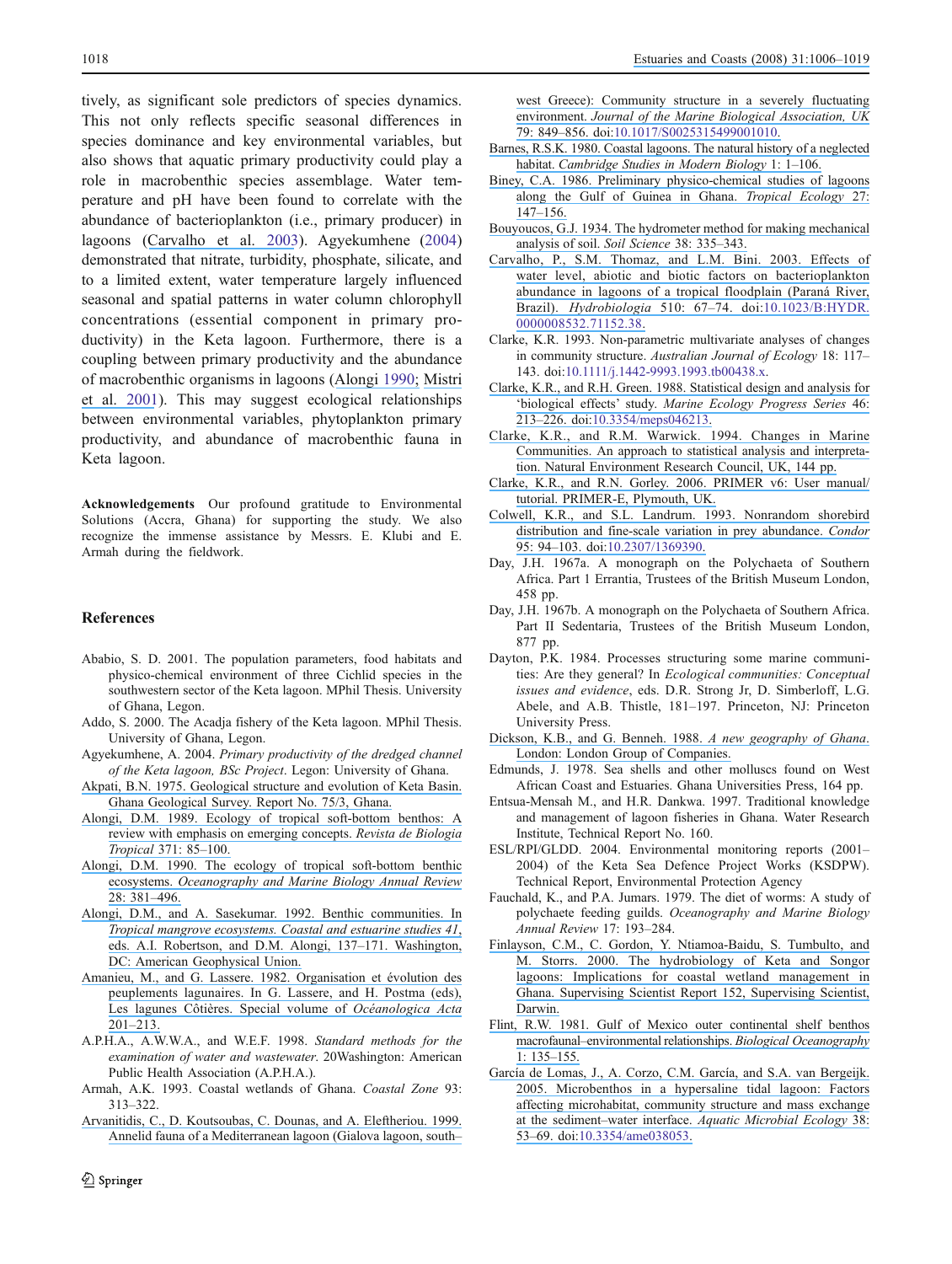tively, as significant sole predictors of species dynamics. This not only reflects specific seasonal differences in species dominance and key environmental variables, but also shows that aquatic primary productivity could play a role in macrobenthic species assemblage. Water temperature and pH have been found to correlate with the abundance of bacterioplankton (i.e., primary producer) in lagoons (Carvalho et al. 2003). Agyekumhene (2004) demonstrated that nitrate, turbidity, phosphate, silicate, and to a limited extent, water temperature largely influenced seasonal and spatial patterns in water column chlorophyll concentrations (essential component in primary productivity) in the Keta lagoon. Furthermore, there is a coupling between primary productivity and the abundance of macrobenthic organisms in lagoons (Alongi 1990; Mistri et al. 2001). This may suggest ecological relationships between environmental variables, phytoplankton primary productivity, and abundance of macrobenthic fauna in Keta lagoon.

**Acknowledgements** Our profound gratitude to Environmental Solutions (Accra, Ghana) for supporting the study. We also recognize the immense assistance by Messrs. E. Klubi and E. Armah during the fieldwork.

## References

Ababio, S. D. 2001. The population parameters, food habitats and physico-chemical environment of three Cichlid species in the southwestern sector of the Keta lagoon. MPhil Thesis. University of Ghana, Legon.

Addo, S. 2000. The Acadja fishery of the Keta lagoon. MPhil Thesis. University of Ghana, Legon.

Agyekumhene, A. 2004. *Primary productivity of the dredged channel of the Keta lagoon, BSc Project*. Legon: University of Ghana.

Akpati, B.N. 1975. Geological structure and evolution of Keta Basin. Ghana Geological Survey. Report No. 75/3, Ghana.

Alongi, D.M. 1989. Ecology of tropical soft-bottom benthos: A review with emphasis on emerging concepts. *Revista de Biologia Tropical* 371: 85–100.

Alongi, D.M. 1990. The ecology of tropical soft-bottom benthic ecosystems. *Oceanography and Marine Biology Annual Review* 28: 381–496.

Alongi, D.M., and A. Sasekumar. 1992. Benthic communities. In *Tropical mangrove ecosystems. Coastal and estuarine studies 41*, eds. A.I. Robertson, and D.M. Alongi, 137–171. Washington, DC: American Geophysical Union.

Amanieu, M., and G. Lassere. 1982. Organisation et évolution des peuplements lagunaires. In G. Lassere, and H. Postma (eds), Les lagunes Côtières. Special volume of *Océanologica Acta* 201–213.

A.P.H.A., A.W.W.A., and W.E.F. 1998. *Standard methods for the examination of water and wastewater*. 20Washington: American Public Health Association (A.P.H.A.).

Armah, A.K. 1993. Coastal wetlands of Ghana. *Coastal Zone* 93: 313–322.

Arvanitidis, C., D. Koutsoubas, C. Dounas, and A. Eleftheriou. 1999. Annelid fauna of a Mediterranean lagoon (Gialova lagoon, south–west Greece): Community structure in a severely fluctuating environment. *Journal of the Marine Biological Association, UK* 79: 849–856. doi:10.1017/S0025315499001010.

Barnes, R.S.K. 1980. Coastal lagoons. The natural history of a neglected habitat. *Cambridge Studies in Modern Biology* 1: 1–106.

Biney, C.A. 1986. Preliminary physico-chemical studies of lagoons along the Gulf of Guinea in Ghana. *Tropical Ecology* 27: 147–156.

Bouyoucos, G.J. 1934. The hydrometer method for making mechanical analysis of soil. *Soil Science* 38: 335–343.

Carvalho, P., S.M. Thomaz, and L.M. Bini. 2003. Effects of water level, abiotic and biotic factors on bacterioplankton abundance in lagoons of a tropical floodplain (Paraná River, Brazil). *Hydrobiologia* 510: 67–74. doi:10.1023/B:HYDR.0000008532.71152.38.

Clarke, K.R. 1993. Non-parametric multivariate analyses of changes in community structure. *Australian Journal of Ecology* 18: 117–143. doi:10.1111/j.1442-9993.1993.tb00438.x.

Clarke, K.R., and R.H. Green. 1988. Statistical design and analysis for 'biological effects' study. *Marine Ecology Progress Series* 46: 213–226. doi:10.3354/meps046213.

Clarke, K.R., and R.M. Warwick. 1994. Changes in Marine Communities. An approach to statistical analysis and interpretation. Natural Environment Research Council, UK, 144 pp.

Clarke, K.R., and R.N. Gorley. 2006. PRIMER v6: User manual/tutorial. PRIMER-E, Plymouth, UK.

Colwell, K.R., and S.L. Landrum. 1993. Nonrandom shorebird distribution and fine-scale variation in prey abundance. *Condor* 95: 94–103. doi:10.2307/1369390.

Day, J.H. 1967a. A monograph on the Polychaeta of Southern Africa. Part 1 Errantia, Trustees of the British Museum London, 458 pp.

Day, J.H. 1967b. A monograph on the Polychaeta of Southern Africa. Part II Sedentaria, Trustees of the British Museum London, 877 pp.

Dayton, P.K. 1984. Processes structuring some marine communities: Are they general? In *Ecological communities: Conceptual issues and evidence*, eds. D.R. Strong Jr, D. Simberloff, L.G. Abele, and A.B. Thistle, 181–197. Princeton, NJ: Princeton University Press.

Dickson, K.B., and G. Benneh. 1988. *A new geography of Ghana*. London: London Group of Companies.

Edmunds, J. 1978. Sea shells and other molluscs found on West African Coast and Estuaries. Ghana Universities Press, 164 pp.

Entsua-Mensah M., and H.R. Dankwa. 1997. Traditional knowledge and management of lagoon fisheries in Ghana. Water Research Institute, Technical Report No. 160.

ESL/RPI/GLDD. 2004. Environmental monitoring reports (2001–2004) of the Keta Sea Defence Project Works (KSDPW). Technical Report, Environmental Protection Agency

Fauchald, K., and P.A. Jumars. 1979. The diet of worms: A study of polychaete feeding guilds. *Oceanography and Marine Biology Annual Review* 17: 193–284.

Finlayson, C.M., C. Gordon, Y. Ntiamoa-Baidu, S. Tumbulto, and M. Storrs. 2000. The hydrobiology of Keta and Songor lagoons: Implications for coastal wetland management in Ghana. Supervising Scientist Report 152, Supervising Scientist, Darwin.

Flint, R.W. 1981. Gulf of Mexico outer continental shelf benthos macrofaunal–environmental relationships. *Biological Oceanography* 1: 135–155.

García de Lomas, J., A. Corzo, C.M. García, and S.A. van Bergeijk. 2005. Microbenthos in a hypersaline tidal lagoon: Factors affecting microhabitat, community structure and mass exchange at the sediment–water interface. *Aquatic Microbial Ecology* 38: 53–69. doi:10.3354/ame038053.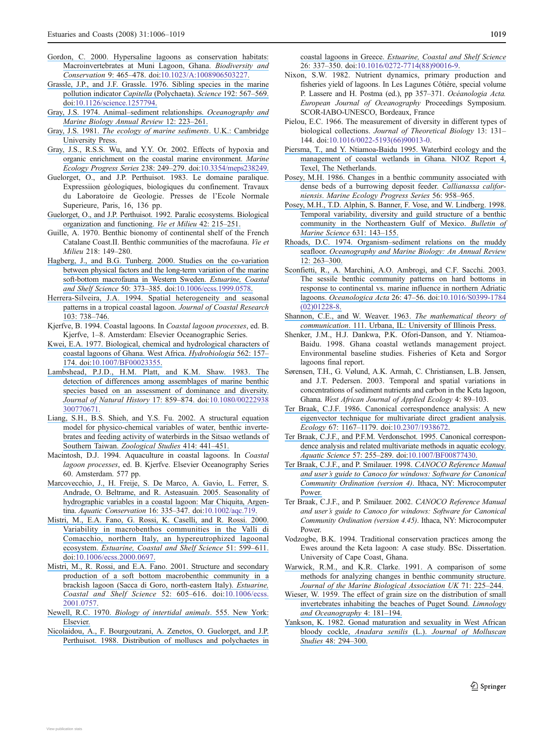Gordon, C. 2000. Hypersaline lagoons as conservation habitats: Macroinvertebrates at Muni Lagoon, Ghana. *Biodiversity and Conservation* 9: 465–478. doi:10.1023/A:1008906503227.

Grassle, J.P., and J.F. Grassle. 1976. Sibling species in the marine pollution indicator *Capitella* (Polychaeta). *Science* 192: 567–569. doi:10.1126/science.1257794.

Gray, J.S. 1974. Animal–sediment relationships. *Oceanography and Marine Biology Annual Review* 12: 223–261.

Gray, J.S. 1981. *The ecology of marine sediments*. U.K.: Cambridge University Press.

Gray, J.S., R.S.S. Wu, and Y.Y. Or. 2002. Effects of hypoxia and organic enrichment on the coastal marine environment. *Marine Ecology Progress Series* 238: 249–279. doi:10.3354/meps238249.

Guelorget, O., and J.P. Perthuisot. 1983. Le domaine paralique. Expressiion géologiques, biologiques du confinement. Travaux du Laboratoire de Geologie. Presses de l'Ecole Normale Superieure, Paris, 16, 136 pp.

Guelorget, O., and J.P. Perthuisot. 1992. Paralic ecosystems. Biological organization and functioning. *Vie et Milieu* 42: 215–251.

Guille, A. 1970. Benthic bionomy of continental shelf of the French Catalane Coast.II. Benthic communities of the macrofauna. *Vie et Milieu* 218: 149–280.

Hagberg, J., and B.G. Tunberg. 2000. Studies on the co-variation between physical factors and the long-term variation of the marine soft-bottom macrofauna in Western Sweden. *Estuarine, Coastal and Shelf Science* 50: 373–385. doi:10.1006/ecss.1999.0578.

Herrera-Silveira, J.A. 1994. Spatial heterogeneity and seasonal patterns in a tropical coastal lagoon. *Journal of Coastal Research* 103: 738–746.

Kjerfve, B. 1994. Coastal lagoons. In *Coastal lagoon processes*, ed. B. Kjerfve, 1–8. Amsterdam: Elsevier Oceanographic Series.

Kwei, E.A. 1977. Biological, chemical and hydrological characters of coastal lagoons of Ghana. West Africa. *Hydrobiologia* 562: 157–174. doi:10.1007/BF00023355.

Lambshead, P.J.D., H.M. Platt, and K.M. Shaw. 1983. The detection of differences among assemblages of marine benthic species based on an assessment of dominance and diversity. *Journal of Natural History* 17: 859–874. doi:10.1080/00222938300770671.

Liang, S.H., B.S. Shieh, and Y.S. Fu. 2002. A structural equation model for physico-chemical variables of water, benthic invertebrates and feeding activity of waterbirds in the Sitsao wetlands of Southern Taiwan. *Zoological Studies* 414: 441–451.

Macintosh, D.J. 1994. Aquaculture in coastal lagoons. In *Coastal lagoon processes*, ed. B. Kjerfve. Elsevier Oceanography Series 60. Amsterdam. 577 pp.

Marcovecchio, J., H. Freije, S. De Marco, A. Gavio, L. Ferrer, S. Andrade, O. Beltrame, and R. Asteasuain. 2005. Seasonality of hydrographic variables in a coastal lagoon: Mar Chiquita, Argentina. *Aquatic Conservation* 16: 335–347. doi:10.1002/aqc.719.

Mistri, M., E.A. Fano, G. Rossi, K. Caselli, and R. Rossi. 2000. Variability in macrobenthos communities in the Valli di Comacchio, northern Italy, an hypereutrophized lagoonal ecosystem. *Estuarine, Coastal and Shelf Science* 51: 599–611. doi:10.1006/ecss.2000.0697.

Mistri, M., R. Rossi, and E.A. Fano. 2001. Structure and secondary production of a soft bottom macrobenthic community in a brackish lagoon (Sacca di Goro, north-eastern Italy). *Estuarine, Coastal and Shelf Science* 52: 605–616. doi:10.1006/ecss.2001.0757.

Newell, R.C. 1970. *Biology of intertidal animals*. 555. New York: Elsevier.

Nicolaidou, A., F. Bourgoutzani, A. Zenetos, O. Guelorget, and J.P. Perthuisot. 1988. Distribution of molluscs and polychaetes in coastal lagoons in Greece. *Estuarine, Coastal and Shelf Science* 26: 337–350. doi:10.1016/0272-7714(88)90016-9.

Nixon, S.W. 1982. Nutrient dynamics, primary production and fisheries yield of lagoons. In Les Lagunes Côtiére, special volume P. Lassere and H. Postma (ed.), pp 357–371. *Océanologia Acta. European Journal of Oceanography* Proceedings Symposium. SCOR-IABO-UNESCO, Bordeaux, France

Pielou, E.C. 1966. The measurement of diversity in different types of biological collections. *Journal of Theoretical Biology* 13: 131–144. doi:10.1016/0022-5193(66)90013-0.

Piersma, T., and Y. Ntiamoa-Baidu 1995. Waterbird ecology and the management of coastal wetlands in Ghana. NIOZ Report 4, Texel, The Netherlands.

Posey, M.H. 1986. Changes in a benthic community associated with dense beds of a burrowing deposit feeder. *Callianassa californiensis*. *Marine Ecology Progress Series* 56: 958–965.

Posey, M.H., T.D. Alphin, S. Banner, F. Vose, and W. Lindberg. 1998. Temporal variability, diversity and guild structure of a benthic community in the Northeastern Gulf of Mexico. *Bulletin of Marine Science* 631: 143–155.

Rhoads, D.C. 1974. Organism–sediment relations on the muddy seafloor. *Oceanography and Marine Biology: An Annual Review* 12: 263–300.

Sconfietti, R., A. Marchini, A.O. Ambrogi, and C.F. Sacchi. 2003. The sessile benthic community patterns on hard bottoms in response to continental vs. marine influence in northern Adriatic lagoons. *Oceanologica Acta* 26: 47–56. doi:10.1016/S0399-1784(02)01228-8.

Shannon, C.E., and W. Weaver. 1963. *The mathematical theory of communication*. 111. Urbana, IL: University of Illinois Press.

Shenker, J.M., H.J. Dankwa, P.K. Ofori-Danson, and Y. Ntiamoa-Baidu. 1998. Ghana coastal wetlands management project. Environmental baseline studies. Fisheries of Keta and Sorgor lagoons final report.

Sørensen, T.H., G. Vølund, A.K. Armah, C. Christiansen, L.B. Jensen, and J.T. Pedersen. 2003. Temporal and spatial variations in concentrations of sediment nutrients and carbon in the Keta lagoon, Ghana. *West African Journal of Applied Ecology* 4: 89–103.

Ter Braak, C.J.F. 1986. Canonical correspondence analysis: A new eigenvector technique for multivariate direct gradient analysis. *Ecology* 67: 1167–1179. doi:10.2307/1938672.

Ter Braak, C.J.F., and P.F.M. Verdonschot. 1995. Canonical correspondence analysis and related multivariate methods in aquatic ecology. *Aquatic Science* 57: 255–289. doi:10.1007/BF00877430.

Ter Braak, C.J.F., and P. Smilauer. 1998. *CANOCO Reference Manual and user's guide to Canoco for windows: Software for Canonical Community Ordination (version 4)*. Ithaca, NY: Microcomputer Power.

Ter Braak, C.J.F., and P. Smilauer. 2002. *CANOCO Reference Manual and user's guide to Canoco for windows: Software for Canonical Community Ordination (version 4.45)*. Ithaca, NY: Microcomputer Power.

Vodzogbe, B.K. 1994. Traditional conservation practices among the Ewes around the Keta lagoon: A case study. BSc. Dissertation. University of Cape Coast, Ghana.

Warwick, R.M., and K.R. Clarke. 1991. A comparison of some methods for analyzing changes in benthic community structure. *Journal of the Marine Biological Association UK* 71: 225–244.

Wieser, W. 1959. The effect of grain size on the distribution of small invertebrates inhabiting the beaches of Puget Sound. *Limnology and Oceanography* 4: 181–194.

Yankson, K. 1982. Gonad maturation and sexuality in West African bloody cockle, *Anadara senilis* (L.). *Journal of Molluscan Studies* 48: 294–300.